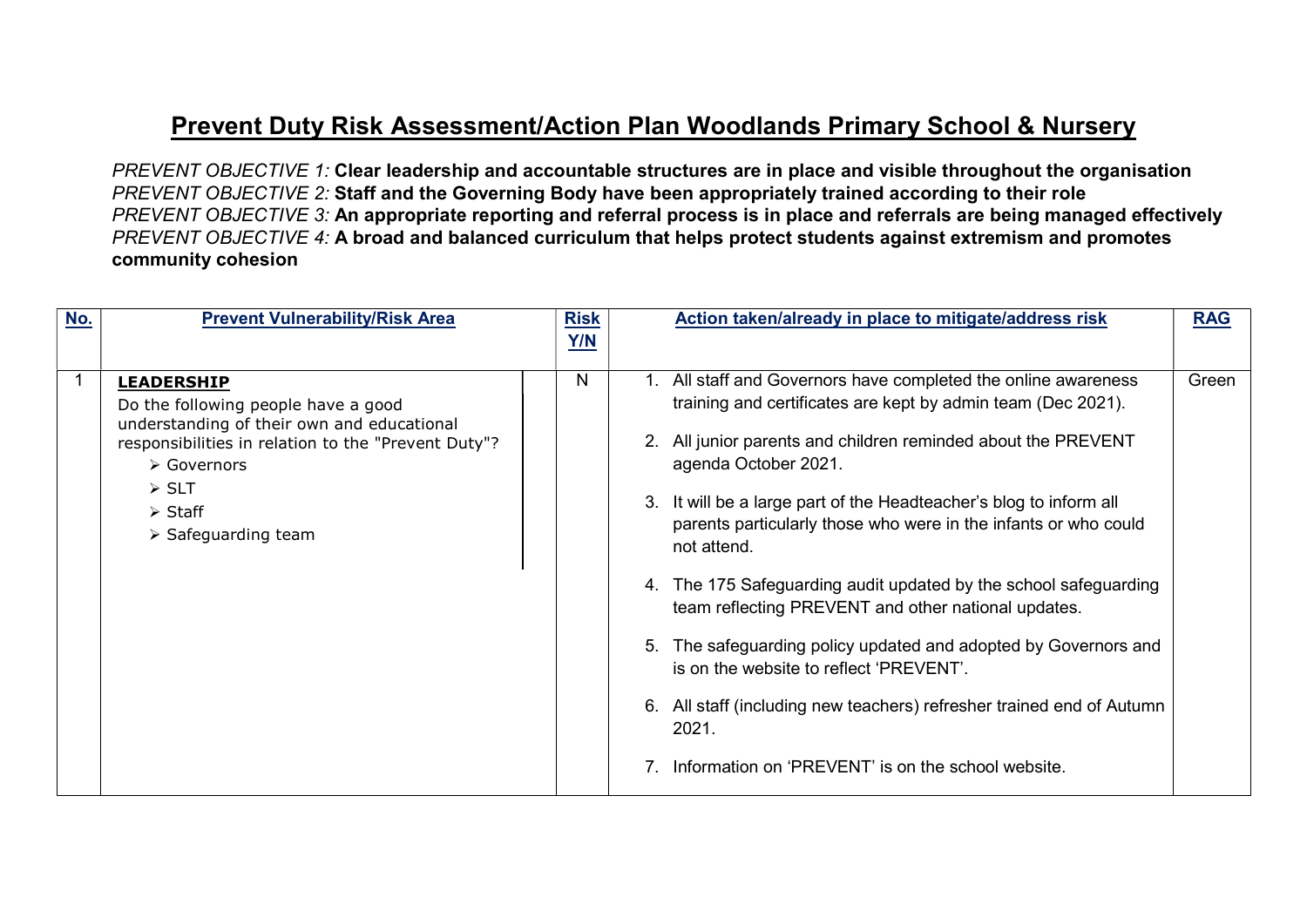# Prevent Duty Risk Assessment/Action Plan Woodlands Primary School & Nursery

*PREVENT OBJECTIVE 1:* **Clear leadership and accountable structures are in place and visible throughout the organisation**
*PREVENT OBJECTIVE 2:* **Staff and the Governing Body have been appropriately trained according to their role**
*PREVENT OBJECTIVE 3:* **An appropriate reporting and referral process is in place and referrals are being managed effectively**
*PREVENT OBJECTIVE 4:* **A broad and balanced curriculum that helps protect students against extremism and promotes community cohesion**

| No. | Prevent Vulnerability/Risk Area | Risk Y/N | Action taken/already in place to mitigate/address risk | RAG |
| --- | --- | --- | --- | --- |
| 1 | **LEADERSHIP**<br>Do the following people have a good understanding of their own and educational responsibilities in relation to the "Prevent Duty"?<br>➢ Governors<br>➢ SLT<br>➢ Staff<br>➢ Safeguarding team | N | 1. All staff and Governors have completed the online awareness training and certificates are kept by admin team (Dec 2021).<br>2. All junior parents and children reminded about the PREVENT agenda October 2021.<br>3. It will be a large part of the Headteacher's blog to inform all parents particularly those who were in the infants or who could not attend.<br>4. The 175 Safeguarding audit updated by the school safeguarding team reflecting PREVENT and other national updates.<br>5. The safeguarding policy updated and adopted by Governors and is on the website to reflect 'PREVENT'.<br>6. All staff (including new teachers) refresher trained end of Autumn 2021.<br>7. Information on 'PREVENT' is on the school website. | Green |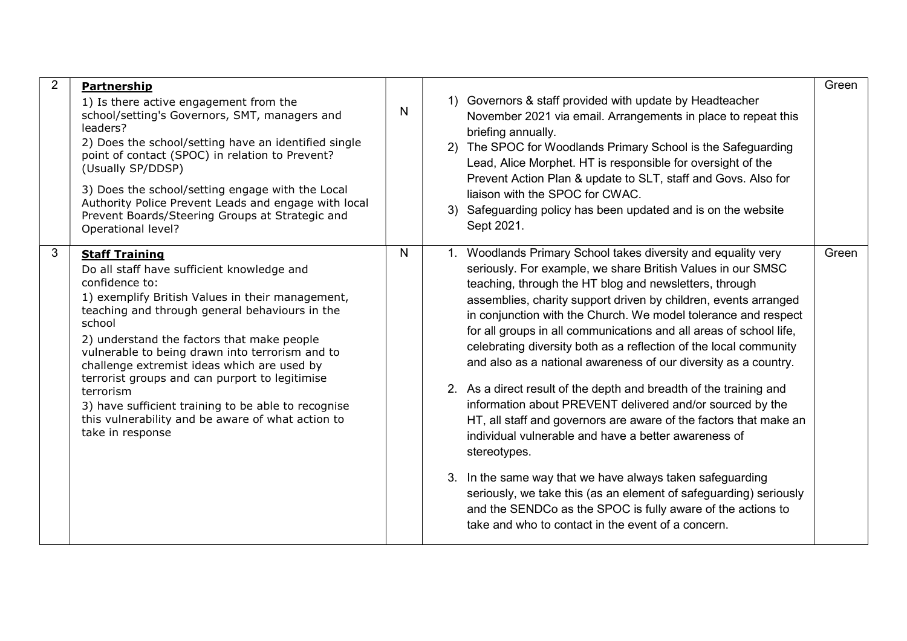| 2 | **Partnership**<br>1) Is there active engagement from the school/setting's Governors, SMT, managers and leaders?<br>2) Does the school/setting have an identified single point of contact (SPOC) in relation to Prevent? (Usually SP/DDSP)<br>3) Does the school/setting engage with the Local Authority Police Prevent Leads and engage with local Prevent Boards/Steering Groups at Strategic and Operational level? | N | 1) Governors & staff provided with update by Headteacher November 2021 via email. Arrangements in place to repeat this briefing annually.<br>2) The SPOC for Woodlands Primary School is the Safeguarding Lead, Alice Morphet. HT is responsible for oversight of the Prevent Action Plan & update to SLT, staff and Govs. Also for liaison with the SPOC for CWAC.<br>3) Safeguarding policy has been updated and is on the website Sept 2021. | Green |
|---|---|---|---|---|
| 3 | **Staff Training**<br>Do all staff have sufficient knowledge and confidence to:<br>1) exemplify British Values in their management, teaching and through general behaviours in the school<br>2) understand the factors that make people vulnerable to being drawn into terrorism and to challenge extremist ideas which are used by terrorist groups and can purport to legitimise terrorism<br>3) have sufficient training to be able to recognise this vulnerability and be aware of what action to take in response | N | 1. Woodlands Primary School takes diversity and equality very seriously. For example, we share British Values in our SMSC teaching, through the HT blog and newsletters, through assemblies, charity support driven by children, events arranged in conjunction with the Church. We model tolerance and respect for all groups in all communications and all areas of school life, celebrating diversity both as a reflection of the local community and also as a national awareness of our diversity as a country.<br>2. As a direct result of the depth and breadth of the training and information about PREVENT delivered and/or sourced by the HT, all staff and governors are aware of the factors that make an individual vulnerable and have a better awareness of stereotypes.<br>3. In the same way that we have always taken safeguarding seriously, we take this (as an element of safeguarding) seriously and the SENDCo as the SPOC is fully aware of the actions to take and who to contact in the event of a concern. | Green |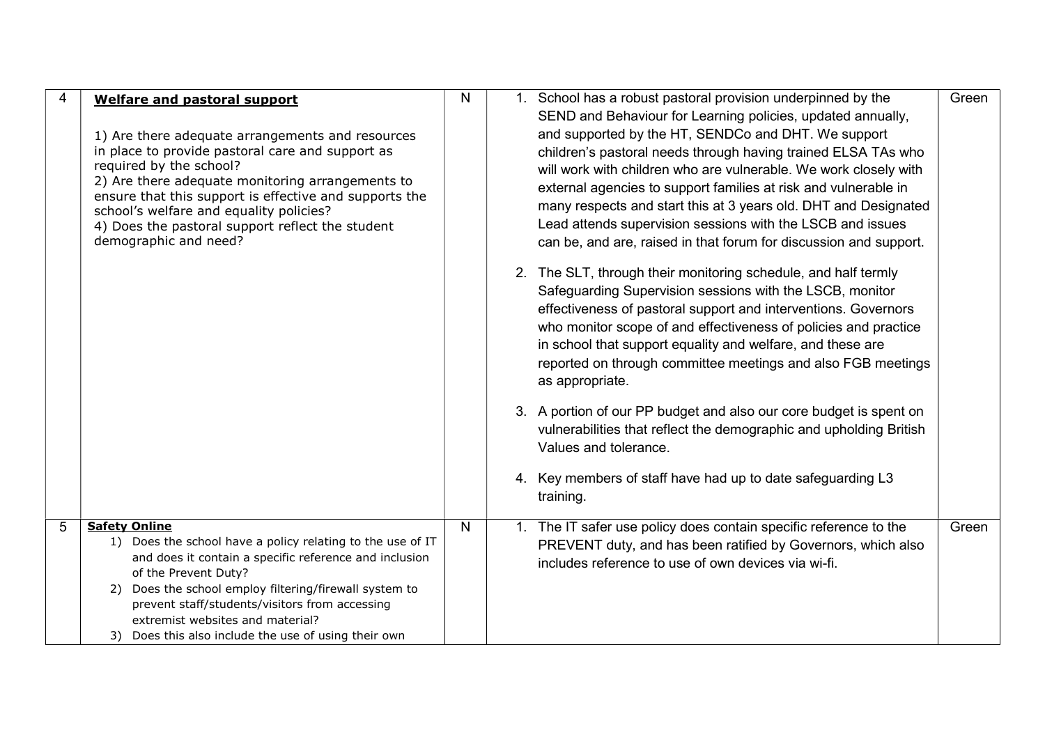| | | | | |
|---|---|---|---|---|
| 4 | **Welfare and pastoral support**<br><br>1) Are there adequate arrangements and resources in place to provide pastoral care and support as required by the school?<br>2) Are there adequate monitoring arrangements to ensure that this support is effective and supports the school's welfare and equality policies?<br>4) Does the pastoral support reflect the student demographic and need? | N | 1. School has a robust pastoral provision underpinned by the SEND and Behaviour for Learning policies, updated annually, and supported by the HT, SENDCo and DHT. We support children's pastoral needs through having trained ELSA TAs who will work with children who are vulnerable. We work closely with external agencies to support families at risk and vulnerable in many respects and start this at 3 years old. DHT and Designated Lead attends supervision sessions with the LSCB and issues can be, and are, raised in that forum for discussion and support.<br><br>2. The SLT, through their monitoring schedule, and half termly Safeguarding Supervision sessions with the LSCB, monitor effectiveness of pastoral support and interventions. Governors who monitor scope of and effectiveness of policies and practice in school that support equality and welfare, and these are reported on through committee meetings and also FGB meetings as appropriate.<br><br>3. A portion of our PP budget and also our core budget is spent on vulnerabilities that reflect the demographic and upholding British Values and tolerance.<br><br>4. Key members of staff have had up to date safeguarding L3 training. | Green |
| 5 | **Safety Online**<br>1) Does the school have a policy relating to the use of IT and does it contain a specific reference and inclusion of the Prevent Duty?<br>2) Does the school employ filtering/firewall system to prevent staff/students/visitors from accessing extremist websites and material?<br>3) Does this also include the use of using their own | N | 1. The IT safer use policy does contain specific reference to the PREVENT duty, and has been ratified by Governors, which also includes reference to use of own devices via wi-fi. | Green |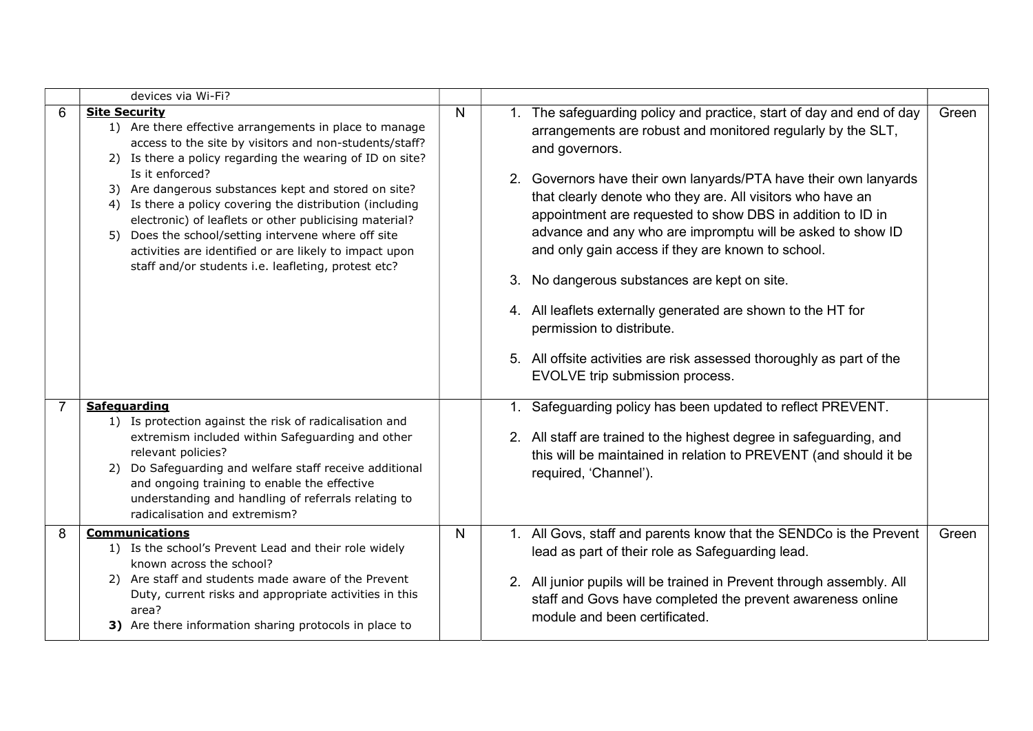| | | | | |
|---|---|---|---|---|
| | devices via Wi-Fi? | | | |
| 6 | **Site Security**<br>1) Are there effective arrangements in place to manage access to the site by visitors and non-students/staff?<br>2) Is there a policy regarding the wearing of ID on site? Is it enforced?<br>3) Are dangerous substances kept and stored on site?<br>4) Is there a policy covering the distribution (including electronic) of leaflets or other publicising material?<br>5) Does the school/setting intervene where off site activities are identified or are likely to impact upon staff and/or students i.e. leafleting, protest etc? | N | 1. The safeguarding policy and practice, start of day and end of day arrangements are robust and monitored regularly by the SLT, and governors.<br>2. Governors have their own lanyards/PTA have their own lanyards that clearly denote who they are. All visitors who have an appointment are requested to show DBS in addition to ID in advance and any who are impromptu will be asked to show ID and only gain access if they are known to school.<br>3. No dangerous substances are kept on site.<br>4. All leaflets externally generated are shown to the HT for permission to distribute.<br>5. All offsite activities are risk assessed thoroughly as part of the EVOLVE trip submission process. | Green |
| 7 | **Safeguarding**<br>1) Is protection against the risk of radicalisation and extremism included within Safeguarding and other relevant policies?<br>2) Do Safeguarding and welfare staff receive additional and ongoing training to enable the effective understanding and handling of referrals relating to radicalisation and extremism? | | 1. Safeguarding policy has been updated to reflect PREVENT.<br>2. All staff are trained to the highest degree in safeguarding, and this will be maintained in relation to PREVENT (and should it be required, 'Channel'). | |
| 8 | **Communications**<br>1) Is the school's Prevent Lead and their role widely known across the school?<br>2) Are staff and students made aware of the Prevent Duty, current risks and appropriate activities in this area?<br>**3)** Are there information sharing protocols in place to | N | 1. All Govs, staff and parents know that the SENDCo is the Prevent lead as part of their role as Safeguarding lead.<br>2. All junior pupils will be trained in Prevent through assembly. All staff and Govs have completed the prevent awareness online module and been certificated. | Green |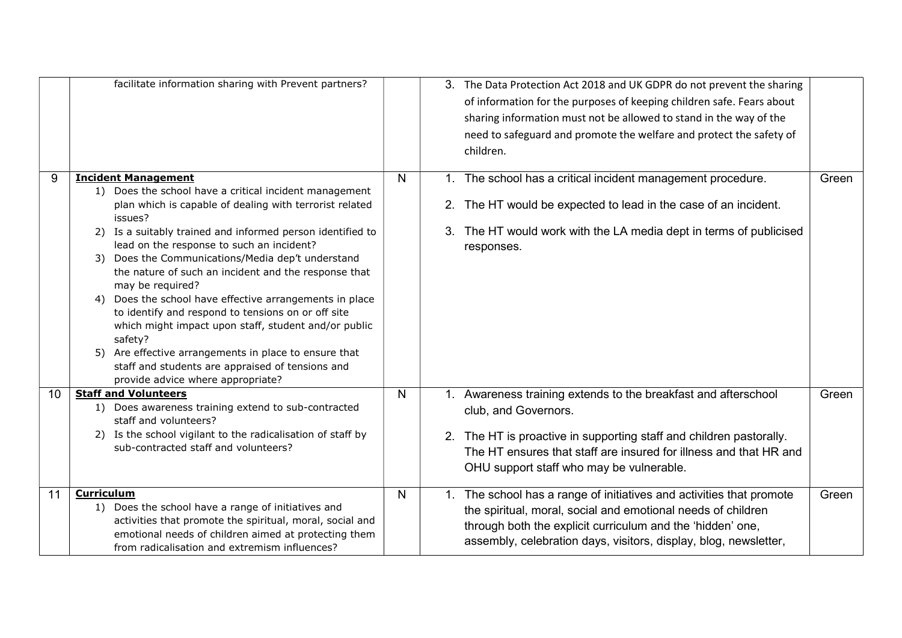| | | | | |
|---|---|---|---|---|
| | facilitate information sharing with Prevent partners? | | 3. The Data Protection Act 2018 and UK GDPR do not prevent the sharing of information for the purposes of keeping children safe. Fears about sharing information must not be allowed to stand in the way of the need to safeguard and promote the welfare and protect the safety of children. | |
| 9 | **Incident Management**<br>1) Does the school have a critical incident management plan which is capable of dealing with terrorist related issues?<br>2) Is a suitably trained and informed person identified to lead on the response to such an incident?<br>3) Does the Communications/Media dep't understand the nature of such an incident and the response that may be required?<br>4) Does the school have effective arrangements in place to identify and respond to tensions on or off site which might impact upon staff, student and/or public safety?<br>5) Are effective arrangements in place to ensure that staff and students are appraised of tensions and provide advice where appropriate? | N | 1. The school has a critical incident management procedure.<br>2. The HT would be expected to lead in the case of an incident.<br>3. The HT would work with the LA media dept in terms of publicised responses. | Green |
| 10 | **Staff and Volunteers**<br>1) Does awareness training extend to sub-contracted staff and volunteers?<br>2) Is the school vigilant to the radicalisation of staff by sub-contracted staff and volunteers? | N | 1. Awareness training extends to the breakfast and afterschool club, and Governors.<br>2. The HT is proactive in supporting staff and children pastorally. The HT ensures that staff are insured for illness and that HR and OHU support staff who may be vulnerable. | Green |
| 11 | **Curriculum**<br>1) Does the school have a range of initiatives and activities that promote the spiritual, moral, social and emotional needs of children aimed at protecting them from radicalisation and extremism influences? | N | 1. The school has a range of initiatives and activities that promote the spiritual, moral, social and emotional needs of children through both the explicit curriculum and the 'hidden' one, assembly, celebration days, visitors, display, blog, newsletter, | Green |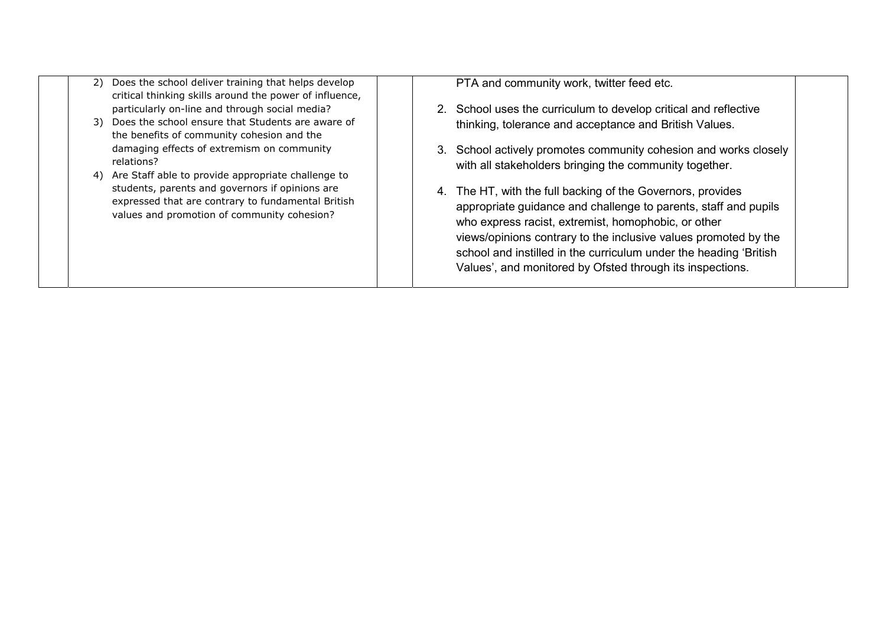| | | | | |
|---|---|---|---|---|
| | 2) Does the school deliver training that helps develop critical thinking skills around the power of influence, particularly on-line and through social media?<br>3) Does the school ensure that Students are aware of the benefits of community cohesion and the damaging effects of extremism on community relations?<br>4) Are Staff able to provide appropriate challenge to students, parents and governors if opinions are expressed that are contrary to fundamental British values and promotion of community cohesion? | | PTA and community work, twitter feed etc.<br>2. School uses the curriculum to develop critical and reflective thinking, tolerance and acceptance and British Values.<br>3. School actively promotes community cohesion and works closely with all stakeholders bringing the community together.<br>4. The HT, with the full backing of the Governors, provides appropriate guidance and challenge to parents, staff and pupils who express racist, extremist, homophobic, or other views/opinions contrary to the inclusive values promoted by the school and instilled in the curriculum under the heading 'British Values', and monitored by Ofsted through its inspections. | |